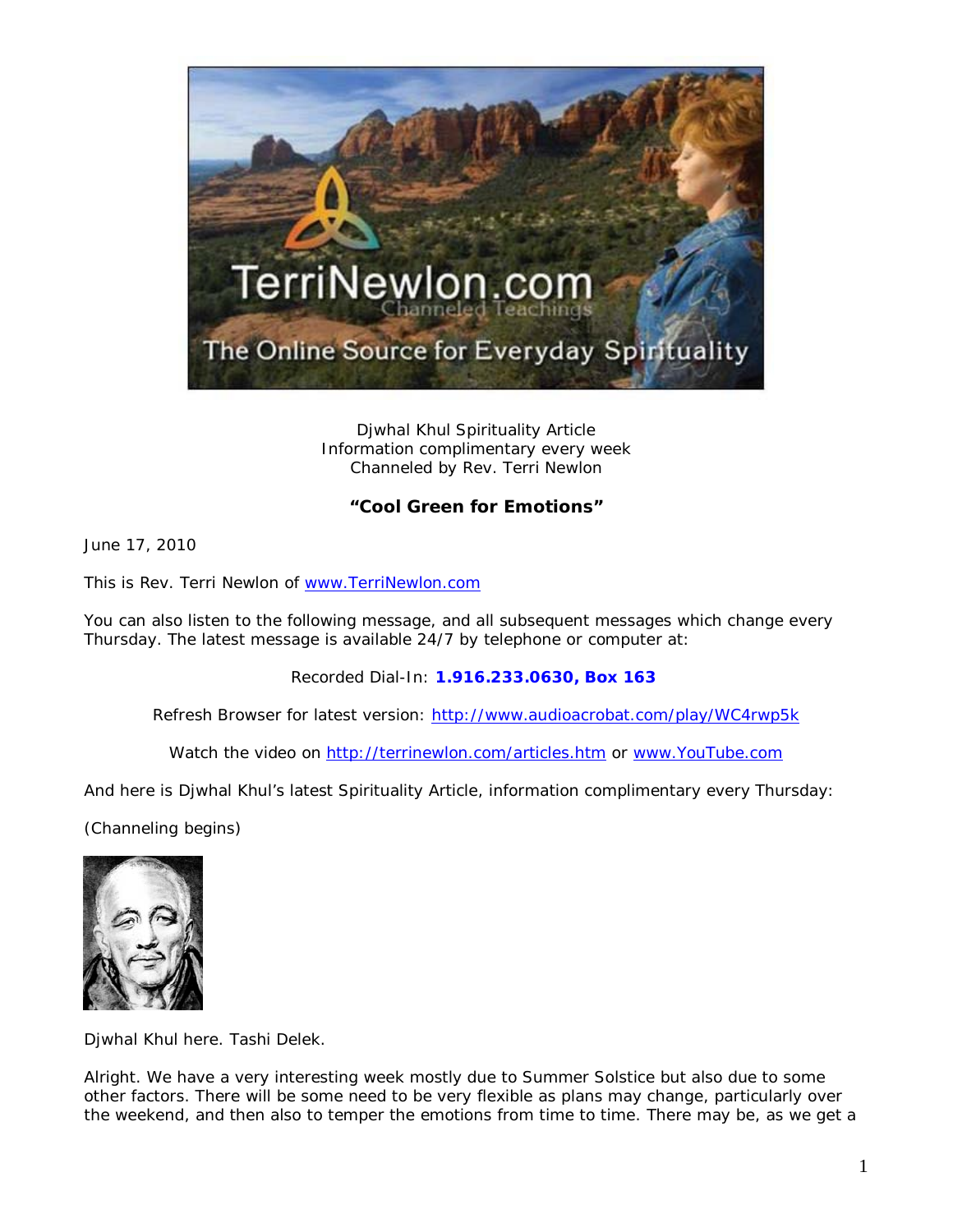Djwhal Khul Spirituality Article
Information complimentary every week
Channeled by Rev. Terri Newlon

**"Cool Green for Emotions"**

June 17, 2010

This is Rev. Terri Newlon of www.TerriNewlon.com

You can also listen to the following message, and all subsequent messages which change every Thursday. The latest message is available 24/7 by telephone or computer at:

Recorded Dial-In: **1.916.233.0630, Box 163**

Refresh Browser for latest version: http://www.audioacrobat.com/play/WC4rwp5k

Watch the video on http://terrinewlon.com/articles.htm or www.YouTube.com

And here is Djwhal Khul's latest Spirituality Article, information complimentary every Thursday:

(Channeling begins)

Djwhal Khul here. Tashi Delek.

Alright. We have a very interesting week mostly due to Summer Solstice but also due to some other factors. There will be some need to be very flexible as plans may change, particularly over the weekend, and then also to temper the emotions from time to time. There may be, as we get a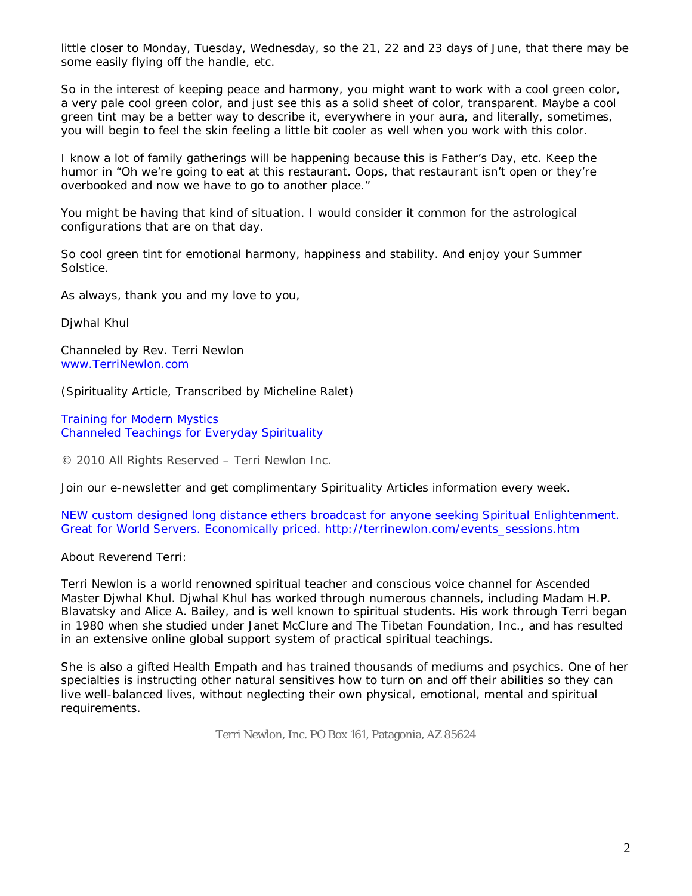little closer to Monday, Tuesday, Wednesday, so the 21, 22 and 23 days of June, that there may be some easily flying off the handle, etc.

So in the interest of keeping peace and harmony, you might want to work with a cool green color, a very pale cool green color, and just see this as a solid sheet of color, transparent. Maybe a cool green tint may be a better way to describe it, everywhere in your aura, and literally, sometimes, you will begin to feel the skin feeling a little bit cooler as well when you work with this color.

I know a lot of family gatherings will be happening because this is Father's Day, etc. Keep the humor in "Oh we're going to eat at this restaurant. Oops, that restaurant isn't open or they're overbooked and now we have to go to another place."

You might be having that kind of situation. I would consider it common for the astrological configurations that are on that day.

So cool green tint for emotional harmony, happiness and stability. And enjoy your Summer Solstice.

As always, thank you and my love to you,

Djwhal Khul

Channeled by Rev. Terri Newlon
www.TerriNewlon.com

(Spirituality Article, Transcribed by Micheline Ralet)

Training for Modern Mystics
Channeled Teachings for Everyday Spirituality

© 2010 All Rights Reserved – Terri Newlon Inc.

Join our e-newsletter and get complimentary Spirituality Articles information every week.

NEW custom designed long distance ethers broadcast for anyone seeking Spiritual Enlightenment. Great for World Servers. Economically priced. http://terrinewlon.com/events_sessions.htm

About Reverend Terri:

Terri Newlon is a world renowned spiritual teacher and conscious voice channel for Ascended Master Djwhal Khul. Djwhal Khul has worked through numerous channels, including Madam H.P. Blavatsky and Alice A. Bailey, and is well known to spiritual students. His work through Terri began in 1980 when she studied under Janet McClure and The Tibetan Foundation, Inc., and has resulted in an extensive online global support system of practical spiritual teachings.

She is also a gifted Health Empath and has trained thousands of mediums and psychics. One of her specialties is instructing other natural sensitives how to turn on and off their abilities so they can live well-balanced lives, without neglecting their own physical, emotional, mental and spiritual requirements.

Terri Newlon, Inc. PO Box 161, Patagonia, AZ 85624